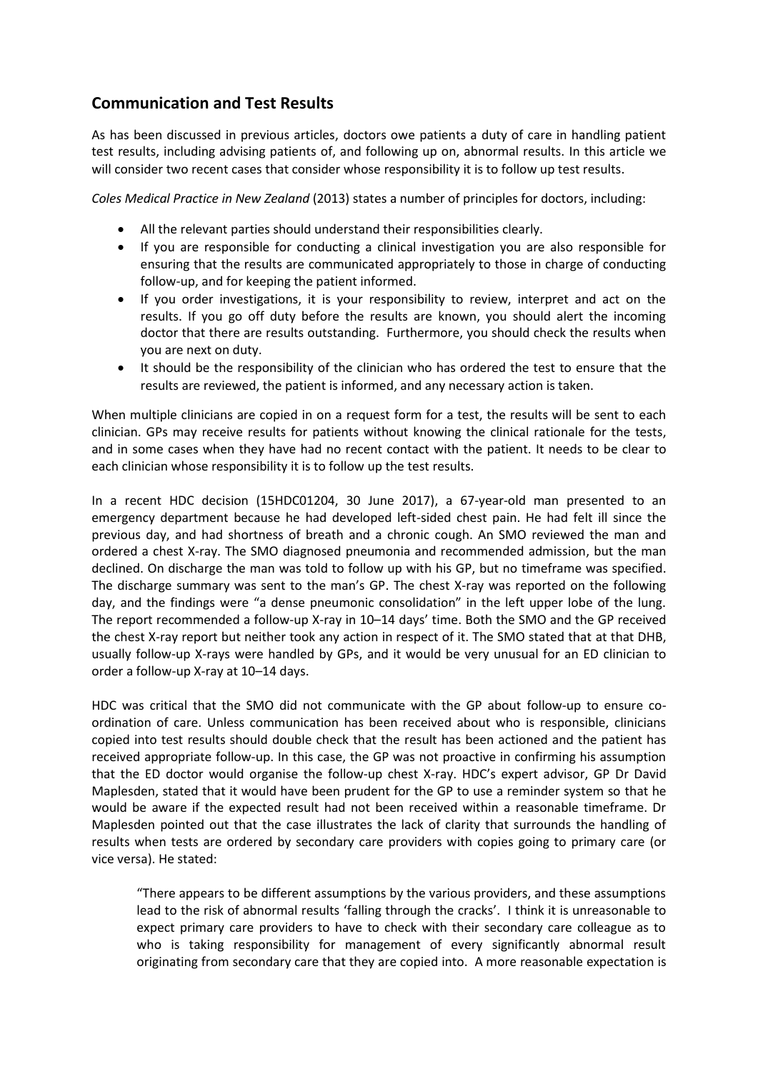## Communication and Test Results

As has been discussed in previous articles, doctors owe patients a duty of care in handling patient test results, including advising patients of, and following up on, abnormal results. In this article we will consider two recent cases that consider whose responsibility it is to follow up test results.

*Coles Medical Practice in New Zealand* (2013) states a number of principles for doctors, including:

- All the relevant parties should understand their responsibilities clearly.
- If you are responsible for conducting a clinical investigation you are also responsible for ensuring that the results are communicated appropriately to those in charge of conducting follow-up, and for keeping the patient informed.
- If you order investigations, it is your responsibility to review, interpret and act on the results. If you go off duty before the results are known, you should alert the incoming doctor that there are results outstanding. Furthermore, you should check the results when you are next on duty.
- It should be the responsibility of the clinician who has ordered the test to ensure that the results are reviewed, the patient is informed, and any necessary action is taken.

When multiple clinicians are copied in on a request form for a test, the results will be sent to each clinician. GPs may receive results for patients without knowing the clinical rationale for the tests, and in some cases when they have had no recent contact with the patient. It needs to be clear to each clinician whose responsibility it is to follow up the test results.

In a recent HDC decision (15HDC01204, 30 June 2017), a 67-year-old man presented to an emergency department because he had developed left-sided chest pain. He had felt ill since the previous day, and had shortness of breath and a chronic cough. An SMO reviewed the man and ordered a chest X-ray. The SMO diagnosed pneumonia and recommended admission, but the man declined. On discharge the man was told to follow up with his GP, but no timeframe was specified. The discharge summary was sent to the man's GP. The chest X-ray was reported on the following day, and the findings were "a dense pneumonic consolidation" in the left upper lobe of the lung. The report recommended a follow-up X-ray in 10–14 days' time. Both the SMO and the GP received the chest X-ray report but neither took any action in respect of it. The SMO stated that at that DHB, usually follow-up X-rays were handled by GPs, and it would be very unusual for an ED clinician to order a follow-up X-ray at 10–14 days.

HDC was critical that the SMO did not communicate with the GP about follow-up to ensure co-ordination of care. Unless communication has been received about who is responsible, clinicians copied into test results should double check that the result has been actioned and the patient has received appropriate follow-up. In this case, the GP was not proactive in confirming his assumption that the ED doctor would organise the follow-up chest X-ray. HDC's expert advisor, GP Dr David Maplesden, stated that it would have been prudent for the GP to use a reminder system so that he would be aware if the expected result had not been received within a reasonable timeframe. Dr Maplesden pointed out that the case illustrates the lack of clarity that surrounds the handling of results when tests are ordered by secondary care providers with copies going to primary care (or vice versa). He stated:

> "There appears to be different assumptions by the various providers, and these assumptions lead to the risk of abnormal results 'falling through the cracks'. I think it is unreasonable to expect primary care providers to have to check with their secondary care colleague as to who is taking responsibility for management of every significantly abnormal result originating from secondary care that they are copied into. A more reasonable expectation is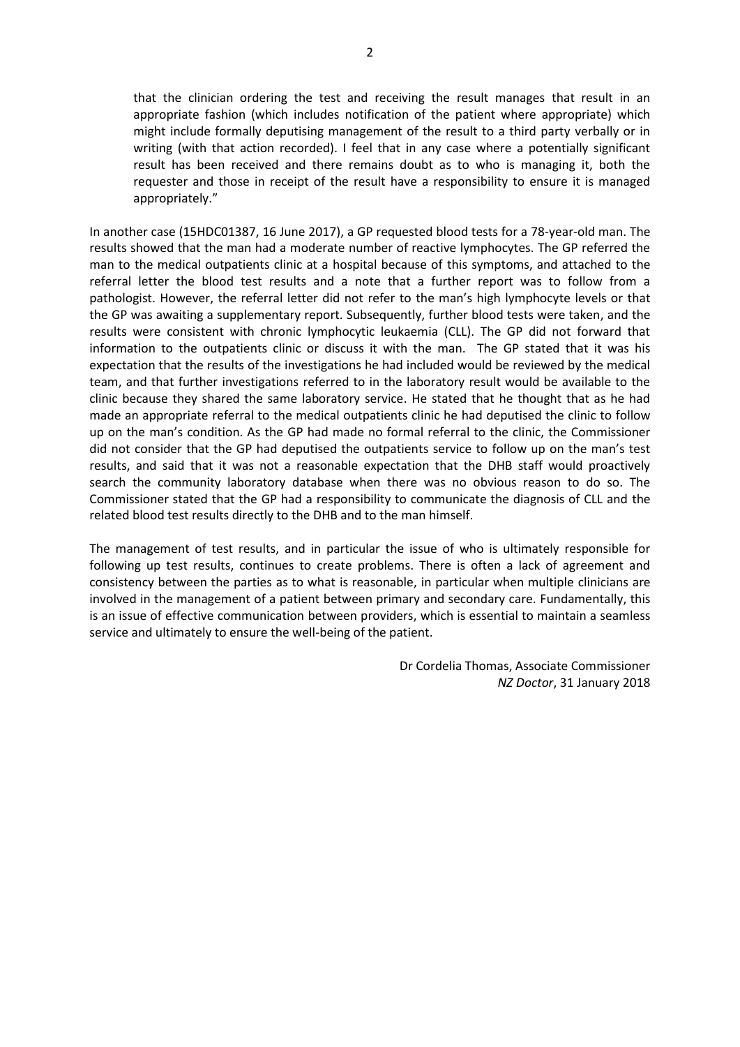that the clinician ordering the test and receiving the result manages that result in an appropriate fashion (which includes notification of the patient where appropriate) which might include formally deputising management of the result to a third party verbally or in writing (with that action recorded). I feel that in any case where a potentially significant result has been received and there remains doubt as to who is managing it, both the requester and those in receipt of the result have a responsibility to ensure it is managed appropriately."

In another case (15HDC01387, 16 June 2017), a GP requested blood tests for a 78-year-old man. The results showed that the man had a moderate number of reactive lymphocytes. The GP referred the man to the medical outpatients clinic at a hospital because of this symptoms, and attached to the referral letter the blood test results and a note that a further report was to follow from a pathologist. However, the referral letter did not refer to the man's high lymphocyte levels or that the GP was awaiting a supplementary report. Subsequently, further blood tests were taken, and the results were consistent with chronic lymphocytic leukaemia (CLL). The GP did not forward that information to the outpatients clinic or discuss it with the man. The GP stated that it was his expectation that the results of the investigations he had included would be reviewed by the medical team, and that further investigations referred to in the laboratory result would be available to the clinic because they shared the same laboratory service. He stated that he thought that as he had made an appropriate referral to the medical outpatients clinic he had deputised the clinic to follow up on the man's condition. As the GP had made no formal referral to the clinic, the Commissioner did not consider that the GP had deputised the outpatients service to follow up on the man's test results, and said that it was not a reasonable expectation that the DHB staff would proactively search the community laboratory database when there was no obvious reason to do so. The Commissioner stated that the GP had a responsibility to communicate the diagnosis of CLL and the related blood test results directly to the DHB and to the man himself.

The management of test results, and in particular the issue of who is ultimately responsible for following up test results, continues to create problems. There is often a lack of agreement and consistency between the parties as to what is reasonable, in particular when multiple clinicians are involved in the management of a patient between primary and secondary care. Fundamentally, this is an issue of effective communication between providers, which is essential to maintain a seamless service and ultimately to ensure the well-being of the patient.

Dr Cordelia Thomas, Associate Commissioner
*NZ Doctor*, 31 January 2018